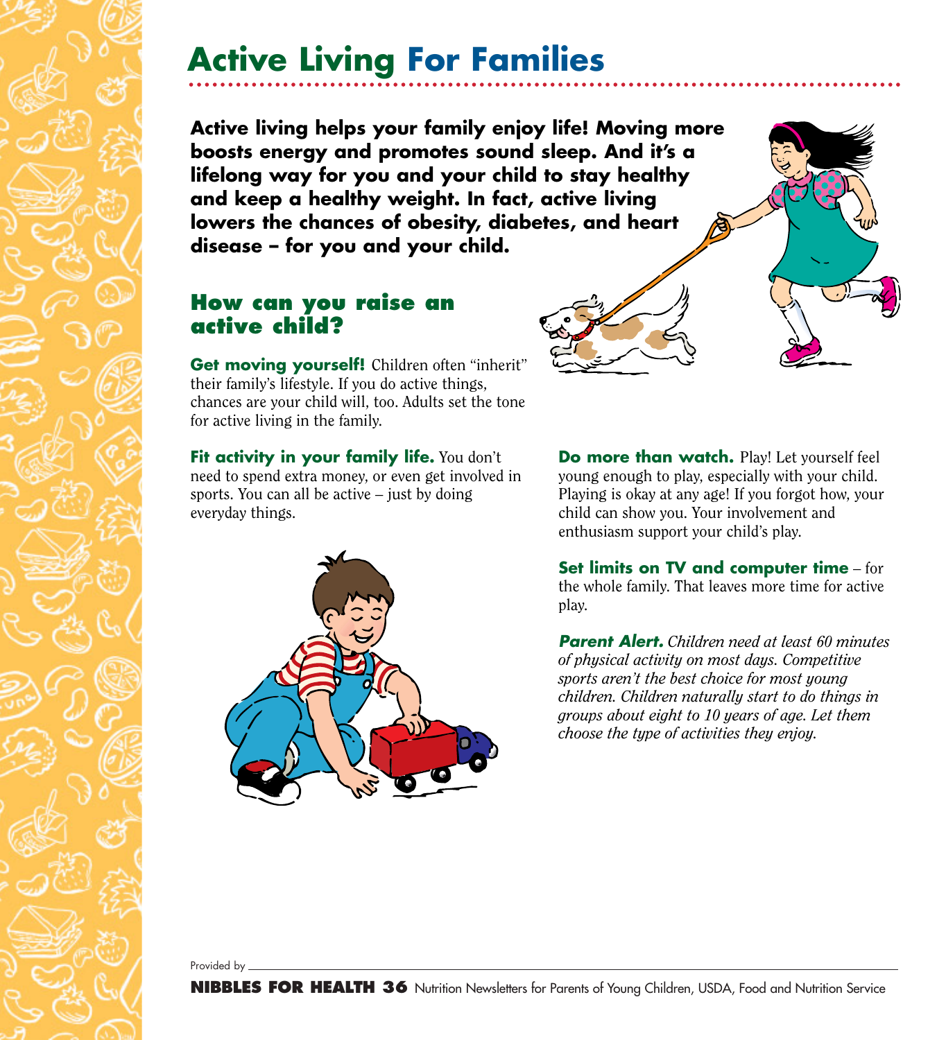# Active Living For Families

**Active living helps your family enjoy life! Moving more boosts energy and promotes sound sleep. And it's a lifelong way for you and your child to stay healthy and keep a healthy weight. In fact, active living lowers the chances of obesity, diabetes, and heart disease – for you and your child.**

## How can you raise an active child?

**Get moving yourself!** Children often "inherit" their family's lifestyle. If you do active things, chances are your child will, too. Adults set the tone for active living in the family.

**Fit activity in your family life.** You don't need to spend extra money, or even get involved in sports. You can all be active – just by doing everyday things.

**Do more than watch.** Play! Let yourself feel young enough to play, especially with your child. Playing is okay at any age! If you forgot how, your child can show you. Your involvement and enthusiasm support your child's play.

**Set limits on TV and computer time** – for the whole family. That leaves more time for active play.

***Parent Alert.*** *Children need at least 60 minutes of physical activity on most days. Competitive sports aren't the best choice for most young children. Children naturally start to do things in groups about eight to 10 years of age. Let them choose the type of activities they enjoy.*

Provided by

**NIBBLES FOR HEALTH 36** Nutrition Newsletters for Parents of Young Children, USDA, Food and Nutrition Service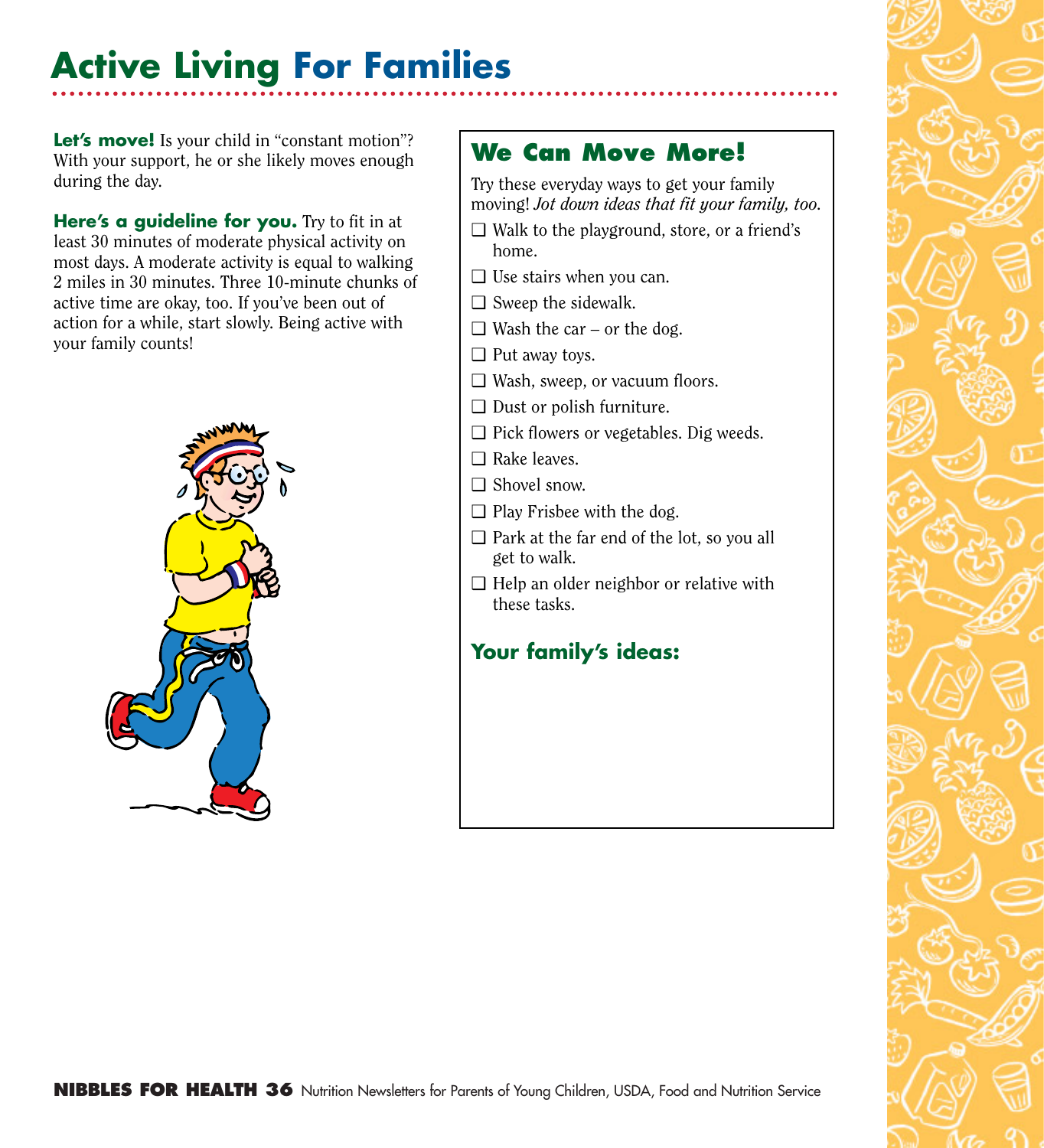# Active Living For Families

**Let's move!** Is your child in "constant motion"? With your support, he or she likely moves enough during the day.

**Here's a guideline for you.** Try to fit in at least 30 minutes of moderate physical activity on most days. A moderate activity is equal to walking 2 miles in 30 minutes. Three 10-minute chunks of active time are okay, too. If you've been out of action for a while, start slowly. Being active with your family counts!

## We Can Move More!

Try these everyday ways to get your family moving! *Jot down ideas that fit your family, too.*

- ❑ Walk to the playground, store, or a friend's home.
- ❑ Use stairs when you can.
- ❑ Sweep the sidewalk.
- ❑ Wash the car – or the dog.
- ❑ Put away toys.
- ❑ Wash, sweep, or vacuum floors.
- ❑ Dust or polish furniture.
- ❑ Pick flowers or vegetables. Dig weeds.
- ❑ Rake leaves.
- ❑ Shovel snow.
- ❑ Play Frisbee with the dog.
- ❑ Park at the far end of the lot, so you all get to walk.
- ❑ Help an older neighbor or relative with these tasks.

### Your family's ideas:

**NIBBLES FOR HEALTH 36** Nutrition Newsletters for Parents of Young Children, USDA, Food and Nutrition Service